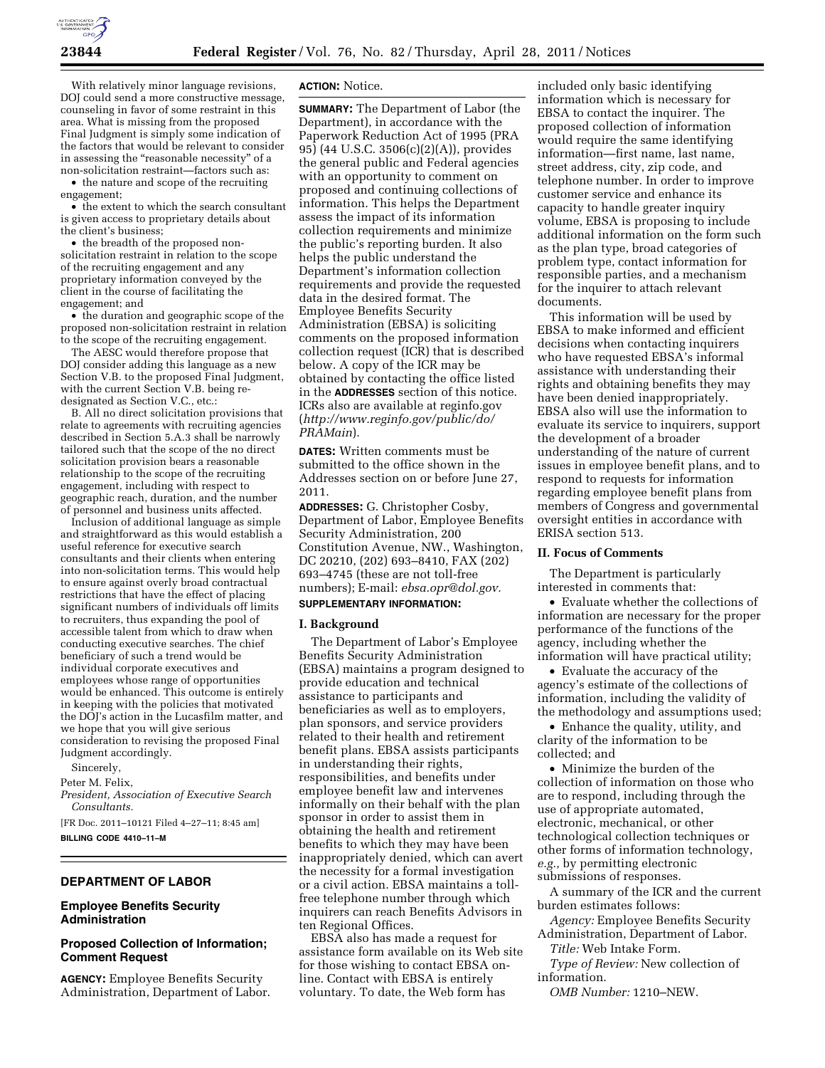With relatively minor language revisions, DOJ could send a more constructive message, counseling in favor of some restraint in this area. What is missing from the proposed Final Judgment is simply some indication of the factors that would be relevant to consider in assessing the "reasonable necessity" of a non-solicitation restraint—factors such as:

- the nature and scope of the recruiting engagement;
- the extent to which the search consultant is given access to proprietary details about the client's business;
- the breadth of the proposed non-solicitation restraint in relation to the scope of the recruiting engagement and any proprietary information conveyed by the client in the course of facilitating the engagement; and
- the duration and geographic scope of the proposed non-solicitation restraint in relation to the scope of the recruiting engagement.

The AESC would therefore propose that DOJ consider adding this language as a new Section V.B. to the proposed Final Judgment, with the current Section V.B. being re-designated as Section V.C., etc.:

B. All no direct solicitation provisions that relate to agreements with recruiting agencies described in Section 5.A.3 shall be narrowly tailored such that the scope of the no direct solicitation provision bears a reasonable relationship to the scope of the recruiting engagement, including with respect to geographic reach, duration, and the number of personnel and business units affected.

Inclusion of additional language as simple and straightforward as this would establish a useful reference for executive search consultants and their clients when entering into non-solicitation terms. This would help to ensure against overly broad contractual restrictions that have the effect of placing significant numbers of individuals off limits to recruiters, thus expanding the pool of accessible talent from which to draw when conducting executive searches. The chief beneficiary of such a trend would be individual corporate executives and employees whose range of opportunities would be enhanced. This outcome is entirely in keeping with the policies that motivated the DOJ's action in the Lucasfilm matter, and we hope that you will give serious consideration to revising the proposed Final Judgment accordingly.

Sincerely,

Peter M. Felix,

*President, Association of Executive Search Consultants.*

[FR Doc. 2011–10121 Filed 4–27–11; 8:45 am]

**BILLING CODE 4410–11–M**

---

## DEPARTMENT OF LABOR

### Employee Benefits Security Administration

### Proposed Collection of Information; Comment Request

**AGENCY:** Employee Benefits Security Administration, Department of Labor.

**ACTION:** Notice.

**SUMMARY:** The Department of Labor (the Department), in accordance with the Paperwork Reduction Act of 1995 (PRA 95) (44 U.S.C. 3506(c)(2)(A)), provides the general public and Federal agencies with an opportunity to comment on proposed and continuing collections of information. This helps the Department assess the impact of its information collection requirements and minimize the public's reporting burden. It also helps the public understand the Department's information collection requirements and provide the requested data in the desired format. The Employee Benefits Security Administration (EBSA) is soliciting comments on the proposed information collection request (ICR) that is described below. A copy of the ICR may be obtained by contacting the office listed in the **ADDRESSES** section of this notice. ICRs also are available at reginfo.gov (*http://www.reginfo.gov/public/do/PRAMain*).

**DATES:** Written comments must be submitted to the office shown in the Addresses section on or before June 27, 2011.

**ADDRESSES:** G. Christopher Cosby, Department of Labor, Employee Benefits Security Administration, 200 Constitution Avenue, NW., Washington, DC 20210, (202) 693–8410, FAX (202) 693–4745 (these are not toll-free numbers); E-mail: *ebsa.opr@dol.gov.*

**SUPPLEMENTARY INFORMATION:**

### I. Background

The Department of Labor's Employee Benefits Security Administration (EBSA) maintains a program designed to provide education and technical assistance to participants and beneficiaries as well as to employers, plan sponsors, and service providers related to their health and retirement benefit plans. EBSA assists participants in understanding their rights, responsibilities, and benefits under employee benefit law and intervenes informally on their behalf with the plan sponsor in order to assist them in obtaining the health and retirement benefits to which they may have been inappropriately denied, which can avert the necessity for a formal investigation or a civil action. EBSA maintains a toll-free telephone number through which inquirers can reach Benefits Advisors in ten Regional Offices.

EBSA also has made a request for assistance form available on its Web site for those wishing to contact EBSA on-line. Contact with EBSA is entirely voluntary. To date, the Web form has included only basic identifying information which is necessary for EBSA to contact the inquirer. The proposed collection of information would require the same identifying information—first name, last name, street address, city, zip code, and telephone number. In order to improve customer service and enhance its capacity to handle greater inquiry volume, EBSA is proposing to include additional information on the form such as the plan type, broad categories of problem type, contact information for responsible parties, and a mechanism for the inquirer to attach relevant documents.

This information will be used by EBSA to make informed and efficient decisions when contacting inquirers who have requested EBSA's informal assistance with understanding their rights and obtaining benefits they may have been denied inappropriately. EBSA also will use the information to evaluate its service to inquirers, support the development of a broader understanding of the nature of current issues in employee benefit plans, and to respond to requests for information regarding employee benefit plans from members of Congress and governmental oversight entities in accordance with ERISA section 513.

### II. Focus of Comments

The Department is particularly interested in comments that:

- Evaluate whether the collections of information are necessary for the proper performance of the functions of the agency, including whether the information will have practical utility;
- Evaluate the accuracy of the agency's estimate of the collections of information, including the validity of the methodology and assumptions used;
- Enhance the quality, utility, and clarity of the information to be collected; and
- Minimize the burden of the collection of information on those who are to respond, including through the use of appropriate automated, electronic, mechanical, or other technological collection techniques or other forms of information technology, *e.g.,* by permitting electronic submissions of responses.

A summary of the ICR and the current burden estimates follows:

*Agency:* Employee Benefits Security Administration, Department of Labor.

*Title:* Web Intake Form.

*Type of Review:* New collection of information.

*OMB Number:* 1210–NEW.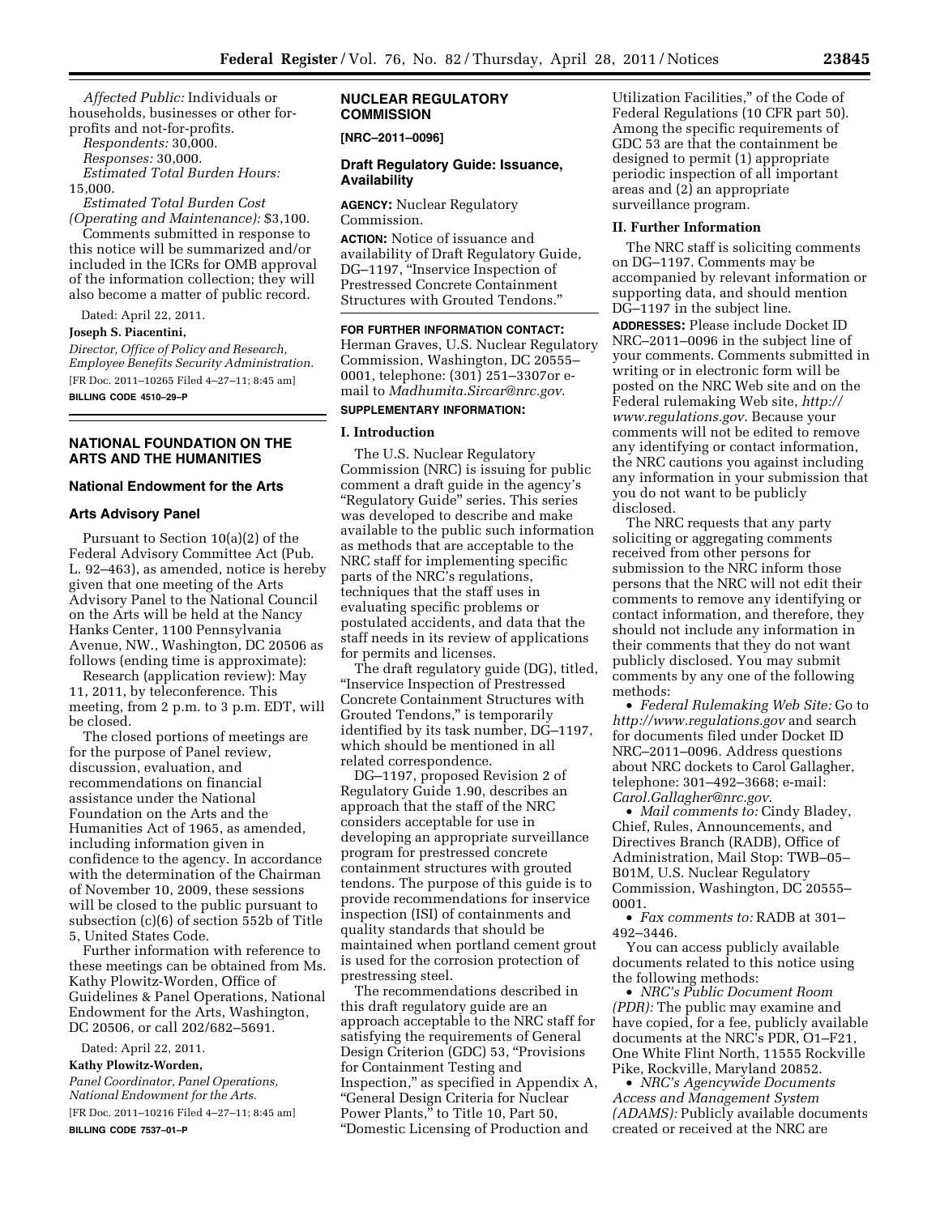*Affected Public:* Individuals or households, businesses or other for-profits and not-for-profits.

*Respondents:* 30,000.

*Responses:* 30,000.

*Estimated Total Burden Hours:* 15,000.

*Estimated Total Burden Cost (Operating and Maintenance):* $3,100.

Comments submitted in response to this notice will be summarized and/or included in the ICRs for OMB approval of the information collection; they will also become a matter of public record.

Dated: April 22, 2011.

**Joseph S. Piacentini,**

*Director, Office of Policy and Research, Employee Benefits Security Administration.*

[FR Doc. 2011–10265 Filed 4–27–11; 8:45 am]

**BILLING CODE 4510–29–P**

## NATIONAL FOUNDATION ON THE ARTS AND THE HUMANITIES

### National Endowment for the Arts

### Arts Advisory Panel

Pursuant to Section 10(a)(2) of the Federal Advisory Committee Act (Pub. L. 92–463), as amended, notice is hereby given that one meeting of the Arts Advisory Panel to the National Council on the Arts will be held at the Nancy Hanks Center, 1100 Pennsylvania Avenue, NW., Washington, DC 20506 as follows (ending time is approximate):

Research (application review): May 11, 2011, by teleconference. This meeting, from 2 p.m. to 3 p.m. EDT, will be closed.

The closed portions of meetings are for the purpose of Panel review, discussion, evaluation, and recommendations on financial assistance under the National Foundation on the Arts and the Humanities Act of 1965, as amended, including information given in confidence to the agency. In accordance with the determination of the Chairman of November 10, 2009, these sessions will be closed to the public pursuant to subsection (c)(6) of section 552b of Title 5, United States Code.

Further information with reference to these meetings can be obtained from Ms. Kathy Plowitz-Worden, Office of Guidelines & Panel Operations, National Endowment for the Arts, Washington, DC 20506, or call 202/682–5691.

Dated: April 22, 2011.

**Kathy Plowitz-Worden,**

*Panel Coordinator, Panel Operations, National Endowment for the Arts.*

[FR Doc. 2011–10216 Filed 4–27–11; 8:45 am]

**BILLING CODE 7537–01–P**

## NUCLEAR REGULATORY COMMISSION

**[NRC–2011–0096]**

### Draft Regulatory Guide: Issuance, Availability

**AGENCY:** Nuclear Regulatory Commission.

**ACTION:** Notice of issuance and availability of Draft Regulatory Guide, DG–1197, "Inservice Inspection of Prestressed Concrete Containment Structures with Grouted Tendons."

**FOR FURTHER INFORMATION CONTACT:** Herman Graves, U.S. Nuclear Regulatory Commission, Washington, DC 20555–0001, telephone: (301) 251–3307or e-mail to *Madhumita.Sircar@nrc.gov*.

**SUPPLEMENTARY INFORMATION:**

**I. Introduction**

The U.S. Nuclear Regulatory Commission (NRC) is issuing for public comment a draft guide in the agency's "Regulatory Guide" series. This series was developed to describe and make available to the public such information as methods that are acceptable to the NRC staff for implementing specific parts of the NRC's regulations, techniques that the staff uses in evaluating specific problems or postulated accidents, and data that the staff needs in its review of applications for permits and licenses.

The draft regulatory guide (DG), titled, "Inservice Inspection of Prestressed Concrete Containment Structures with Grouted Tendons," is temporarily identified by its task number, DG–1197, which should be mentioned in all related correspondence.

DG–1197, proposed Revision 2 of Regulatory Guide 1.90, describes an approach that the staff of the NRC considers acceptable for use in developing an appropriate surveillance program for prestressed concrete containment structures with grouted tendons. The purpose of this guide is to provide recommendations for inservice inspection (ISI) of containments and quality standards that should be maintained when portland cement grout is used for the corrosion protection of prestressing steel.

The recommendations described in this draft regulatory guide are an approach acceptable to the NRC staff for satisfying the requirements of General Design Criterion (GDC) 53, "Provisions for Containment Testing and Inspection," as specified in Appendix A, "General Design Criteria for Nuclear Power Plants," to Title 10, Part 50, "Domestic Licensing of Production and Utilization Facilities," of the Code of Federal Regulations (10 CFR part 50). Among the specific requirements of GDC 53 are that the containment be designed to permit (1) appropriate periodic inspection of all important areas and (2) an appropriate surveillance program.

**II. Further Information**

The NRC staff is soliciting comments on DG–1197. Comments may be accompanied by relevant information or supporting data, and should mention DG–1197 in the subject line.

**ADDRESSES:** Please include Docket ID NRC–2011–0096 in the subject line of your comments. Comments submitted in writing or in electronic form will be posted on the NRC Web site and on the Federal rulemaking Web site, *http://www.regulations.gov*. Because your comments will not be edited to remove any identifying or contact information, the NRC cautions you against including any information in your submission that you do not want to be publicly disclosed.

The NRC requests that any party soliciting or aggregating comments received from other persons for submission to the NRC inform those persons that the NRC will not edit their comments to remove any identifying or contact information, and therefore, they should not include any information in their comments that they do not want publicly disclosed. You may submit comments by any one of the following methods:

- *Federal Rulemaking Web Site:* Go to *http://www.regulations.gov* and search for documents filed under Docket ID NRC–2011–0096. Address questions about NRC dockets to Carol Gallagher, telephone: 301–492–3668; e-mail: *Carol.Gallagher@nrc.gov*.
- *Mail comments to:* Cindy Bladey, Chief, Rules, Announcements, and Directives Branch (RADB), Office of Administration, Mail Stop: TWB–05–B01M, U.S. Nuclear Regulatory Commission, Washington, DC 20555–0001.
- *Fax comments to:* RADB at 301–492–3446.

You can access publicly available documents related to this notice using the following methods:

- *NRC's Public Document Room (PDR):* The public may examine and have copied, for a fee, publicly available documents at the NRC's PDR, O1–F21, One White Flint North, 11555 Rockville Pike, Rockville, Maryland 20852.
- *NRC's Agencywide Documents Access and Management System (ADAMS):* Publicly available documents created or received at the NRC are